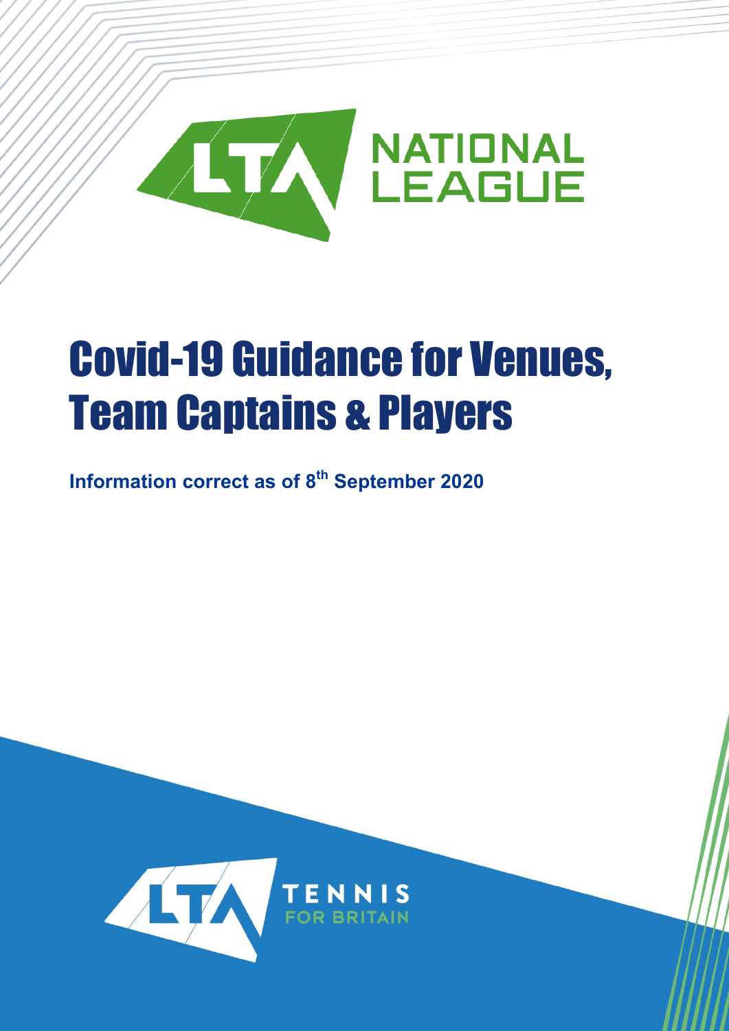LTA NATIONAL LEAGUE

# Covid-19 Guidance for Venues, Team Captains & Players

**Information correct as of 8th September 2020**

LTA TENNIS FOR BRITAIN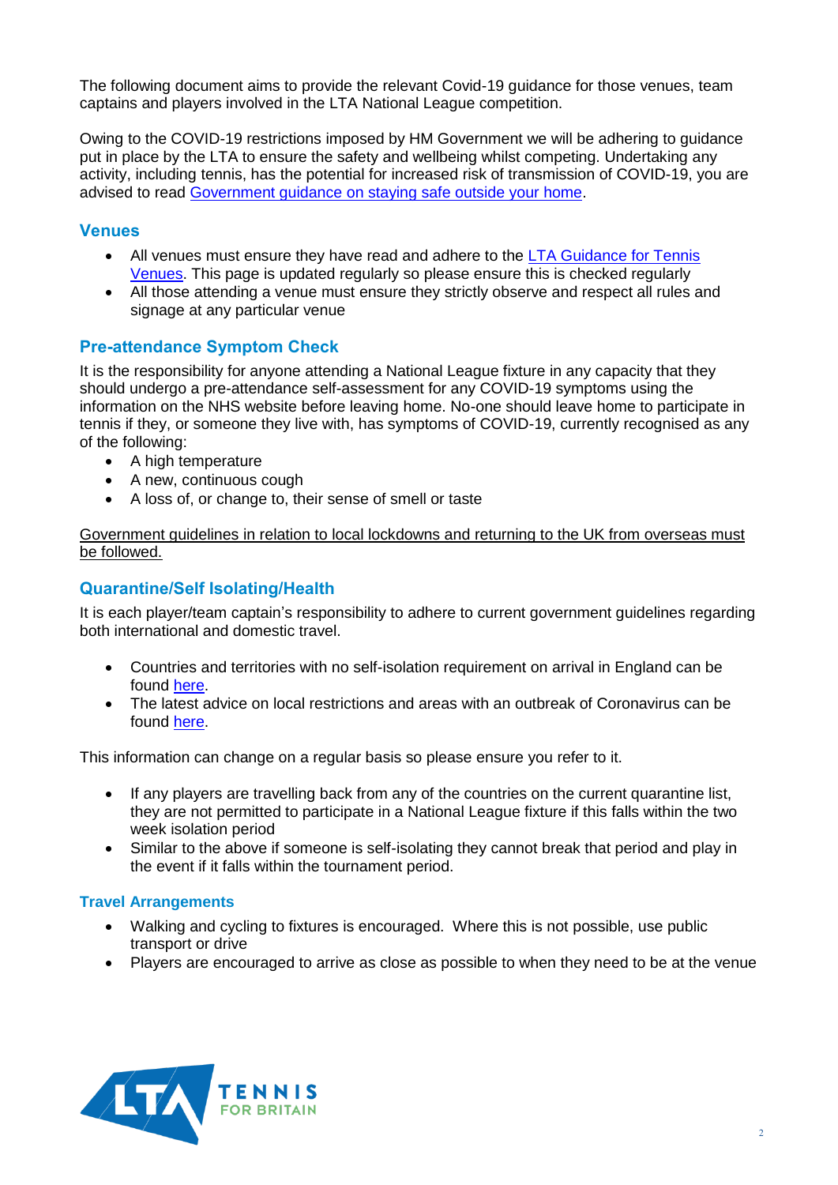The following document aims to provide the relevant Covid-19 guidance for those venues, team captains and players involved in the LTA National League competition.

Owing to the COVID-19 restrictions imposed by HM Government we will be adhering to guidance put in place by the LTA to ensure the safety and wellbeing whilst competing. Undertaking any activity, including tennis, has the potential for increased risk of transmission of COVID-19, you are advised to read Government guidance on staying safe outside your home.

## Venues

- All venues must ensure they have read and adhere to the LTA Guidance for Tennis Venues. This page is updated regularly so please ensure this is checked regularly
- All those attending a venue must ensure they strictly observe and respect all rules and signage at any particular venue

## Pre-attendance Symptom Check

It is the responsibility for anyone attending a National League fixture in any capacity that they should undergo a pre-attendance self-assessment for any COVID-19 symptoms using the information on the NHS website before leaving home. No-one should leave home to participate in tennis if they, or someone they live with, has symptoms of COVID-19, currently recognised as any of the following:

- A high temperature
- A new, continuous cough
- A loss of, or change to, their sense of smell or taste

Government guidelines in relation to local lockdowns and returning to the UK from overseas must be followed.

## Quarantine/Self Isolating/Health

It is each player/team captain's responsibility to adhere to current government guidelines regarding both international and domestic travel.

- Countries and territories with no self-isolation requirement on arrival in England can be found here.
- The latest advice on local restrictions and areas with an outbreak of Coronavirus can be found here.

This information can change on a regular basis so please ensure you refer to it.

- If any players are travelling back from any of the countries on the current quarantine list, they are not permitted to participate in a National League fixture if this falls within the two week isolation period
- Similar to the above if someone is self-isolating they cannot break that period and play in the event if it falls within the tournament period.

### Travel Arrangements

- Walking and cycling to fixtures is encouraged. Where this is not possible, use public transport or drive
- Players are encouraged to arrive as close as possible to when they need to be at the venue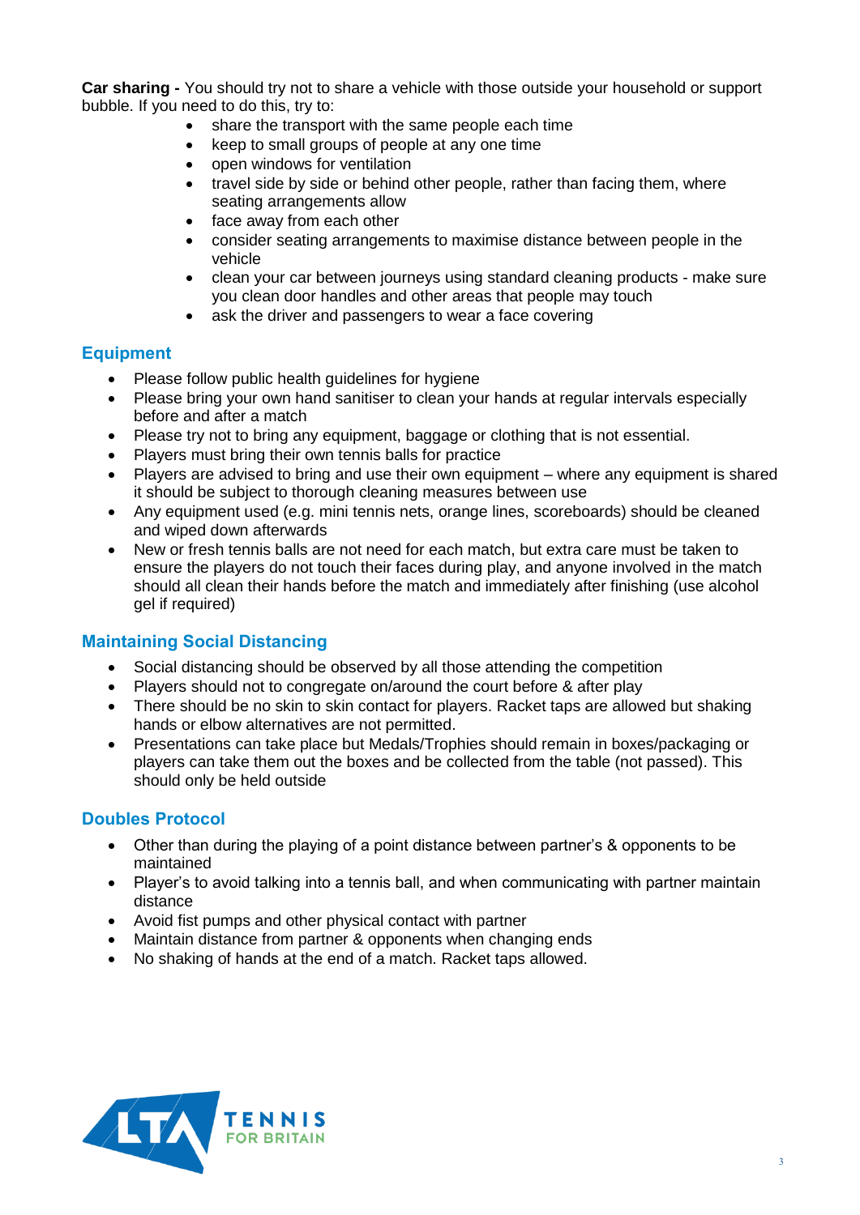**Car sharing -** You should try not to share a vehicle with those outside your household or support bubble. If you need to do this, try to:

- share the transport with the same people each time
- keep to small groups of people at any one time
- open windows for ventilation
- travel side by side or behind other people, rather than facing them, where seating arrangements allow
- face away from each other
- consider seating arrangements to maximise distance between people in the vehicle
- clean your car between journeys using standard cleaning products - make sure you clean door handles and other areas that people may touch
- ask the driver and passengers to wear a face covering

## Equipment

- Please follow public health guidelines for hygiene
- Please bring your own hand sanitiser to clean your hands at regular intervals especially before and after a match
- Please try not to bring any equipment, baggage or clothing that is not essential.
- Players must bring their own tennis balls for practice
- Players are advised to bring and use their own equipment – where any equipment is shared it should be subject to thorough cleaning measures between use
- Any equipment used (e.g. mini tennis nets, orange lines, scoreboards) should be cleaned and wiped down afterwards
- New or fresh tennis balls are not need for each match, but extra care must be taken to ensure the players do not touch their faces during play, and anyone involved in the match should all clean their hands before the match and immediately after finishing (use alcohol gel if required)

## Maintaining Social Distancing

- Social distancing should be observed by all those attending the competition
- Players should not to congregate on/around the court before & after play
- There should be no skin to skin contact for players. Racket taps are allowed but shaking hands or elbow alternatives are not permitted.
- Presentations can take place but Medals/Trophies should remain in boxes/packaging or players can take them out the boxes and be collected from the table (not passed). This should only be held outside

## Doubles Protocol

- Other than during the playing of a point distance between partner's & opponents to be maintained
- Player's to avoid talking into a tennis ball, and when communicating with partner maintain distance
- Avoid fist pumps and other physical contact with partner
- Maintain distance from partner & opponents when changing ends
- No shaking of hands at the end of a match. Racket taps allowed.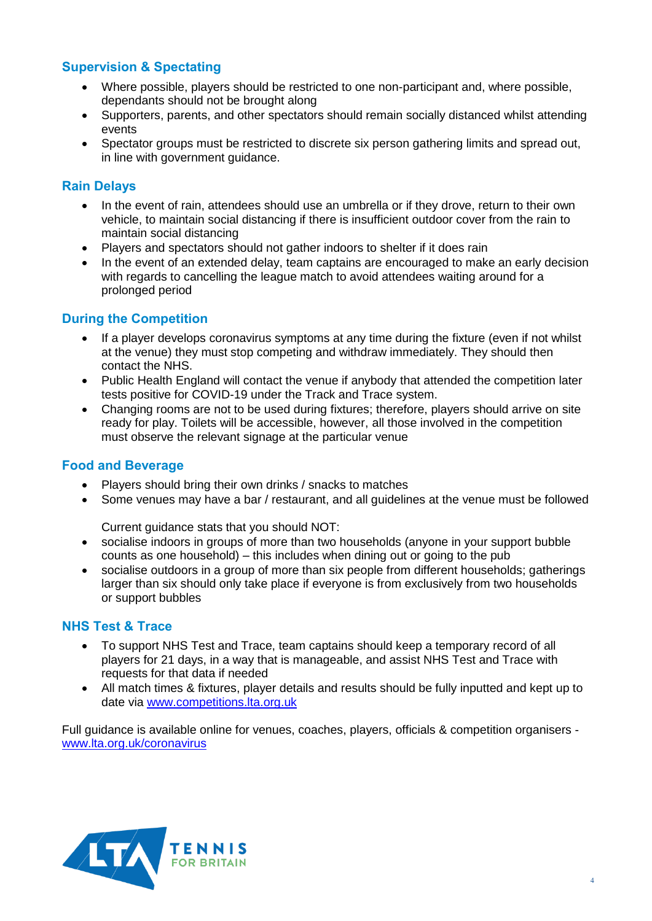## Supervision & Spectating

- Where possible, players should be restricted to one non-participant and, where possible, dependants should not be brought along
- Supporters, parents, and other spectators should remain socially distanced whilst attending events
- Spectator groups must be restricted to discrete six person gathering limits and spread out, in line with government guidance.

## Rain Delays

- In the event of rain, attendees should use an umbrella or if they drove, return to their own vehicle, to maintain social distancing if there is insufficient outdoor cover from the rain to maintain social distancing
- Players and spectators should not gather indoors to shelter if it does rain
- In the event of an extended delay, team captains are encouraged to make an early decision with regards to cancelling the league match to avoid attendees waiting around for a prolonged period

## During the Competition

- If a player develops coronavirus symptoms at any time during the fixture (even if not whilst at the venue) they must stop competing and withdraw immediately. They should then contact the NHS.
- Public Health England will contact the venue if anybody that attended the competition later tests positive for COVID-19 under the Track and Trace system.
- Changing rooms are not to be used during fixtures; therefore, players should arrive on site ready for play. Toilets will be accessible, however, all those involved in the competition must observe the relevant signage at the particular venue

## Food and Beverage

- Players should bring their own drinks / snacks to matches
- Some venues may have a bar / restaurant, and all guidelines at the venue must be followed

  Current guidance stats that you should NOT:

- socialise indoors in groups of more than two households (anyone in your support bubble counts as one household) – this includes when dining out or going to the pub
- socialise outdoors in a group of more than six people from different households; gatherings larger than six should only take place if everyone is from exclusively from two households or support bubbles

## NHS Test & Trace

- To support NHS Test and Trace, team captains should keep a temporary record of all players for 21 days, in a way that is manageable, and assist NHS Test and Trace with requests for that data if needed
- All match times & fixtures, player details and results should be fully inputted and kept up to date via [www.competitions.lta.org.uk](www.competitions.lta.org.uk)

Full guidance is available online for venues, coaches, players, officials & competition organisers - [www.lta.org.uk/coronavirus](www.lta.org.uk/coronavirus)

LTA TENNIS FOR BRITAIN